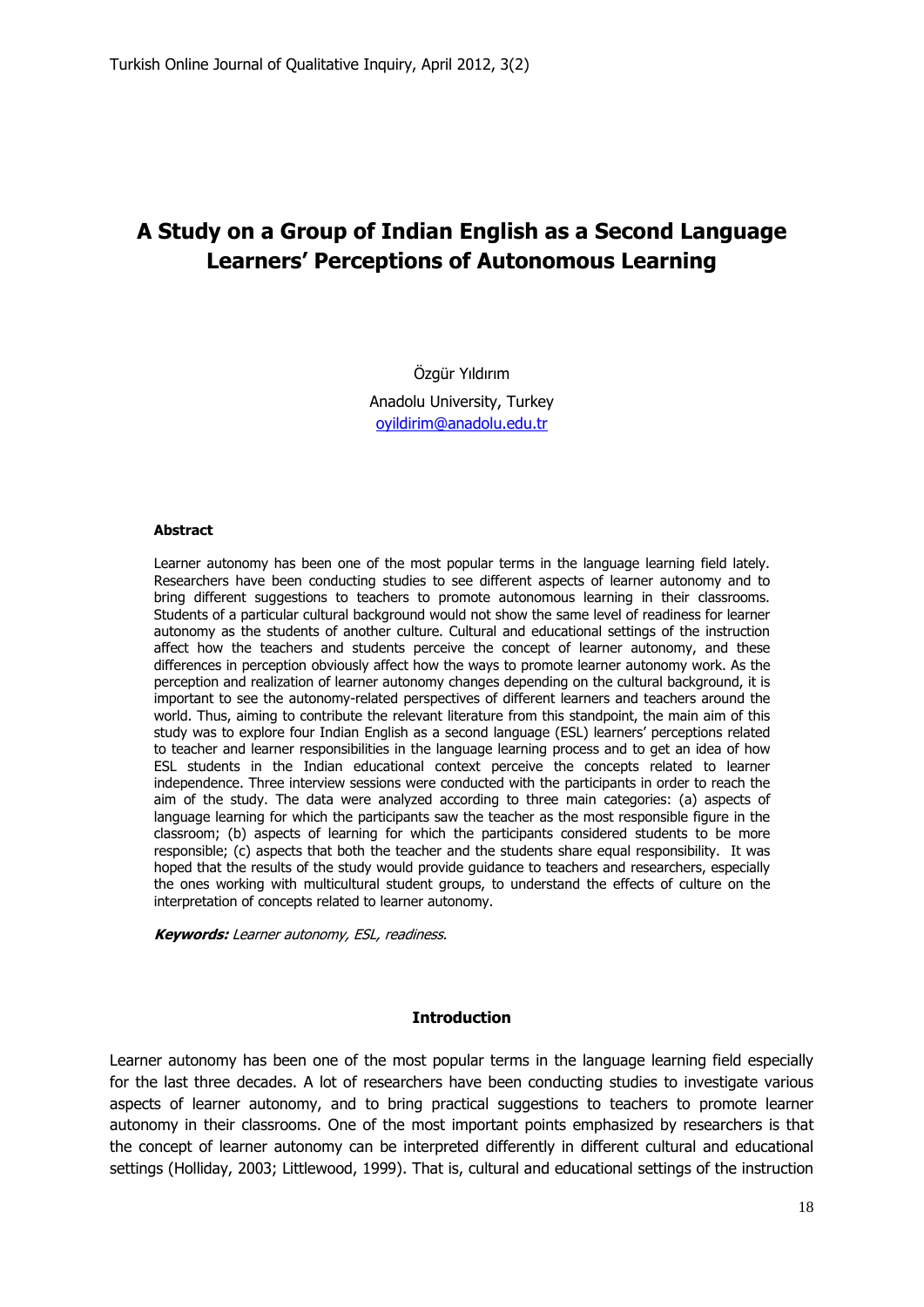# A Study on a Group of Indian English as a Second Language Learners' Perceptions of Autonomous Learning

Özgür Yıldırım

Anadolu University, Turkey

oyildirim@anadolu.edu.tr

**Abstract**

Learner autonomy has been one of the most popular terms in the language learning field lately. Researchers have been conducting studies to see different aspects of learner autonomy and to bring different suggestions to teachers to promote autonomous learning in their classrooms. Students of a particular cultural background would not show the same level of readiness for learner autonomy as the students of another culture. Cultural and educational settings of the instruction affect how the teachers and students perceive the concept of learner autonomy, and these differences in perception obviously affect how the ways to promote learner autonomy work. As the perception and realization of learner autonomy changes depending on the cultural background, it is important to see the autonomy-related perspectives of different learners and teachers around the world. Thus, aiming to contribute the relevant literature from this standpoint, the main aim of this study was to explore four Indian English as a second language (ESL) learners' perceptions related to teacher and learner responsibilities in the language learning process and to get an idea of how ESL students in the Indian educational context perceive the concepts related to learner independence. Three interview sessions were conducted with the participants in order to reach the aim of the study. The data were analyzed according to three main categories: (a) aspects of language learning for which the participants saw the teacher as the most responsible figure in the classroom; (b) aspects of learning for which the participants considered students to be more responsible; (c) aspects that both the teacher and the students share equal responsibility. It was hoped that the results of the study would provide guidance to teachers and researchers, especially the ones working with multicultural student groups, to understand the effects of culture on the interpretation of concepts related to learner autonomy.

***Keywords:*** *Learner autonomy, ESL, readiness.*

## Introduction

Learner autonomy has been one of the most popular terms in the language learning field especially for the last three decades. A lot of researchers have been conducting studies to investigate various aspects of learner autonomy, and to bring practical suggestions to teachers to promote learner autonomy in their classrooms. One of the most important points emphasized by researchers is that the concept of learner autonomy can be interpreted differently in different cultural and educational settings (Holliday, 2003; Littlewood, 1999). That is, cultural and educational settings of the instruction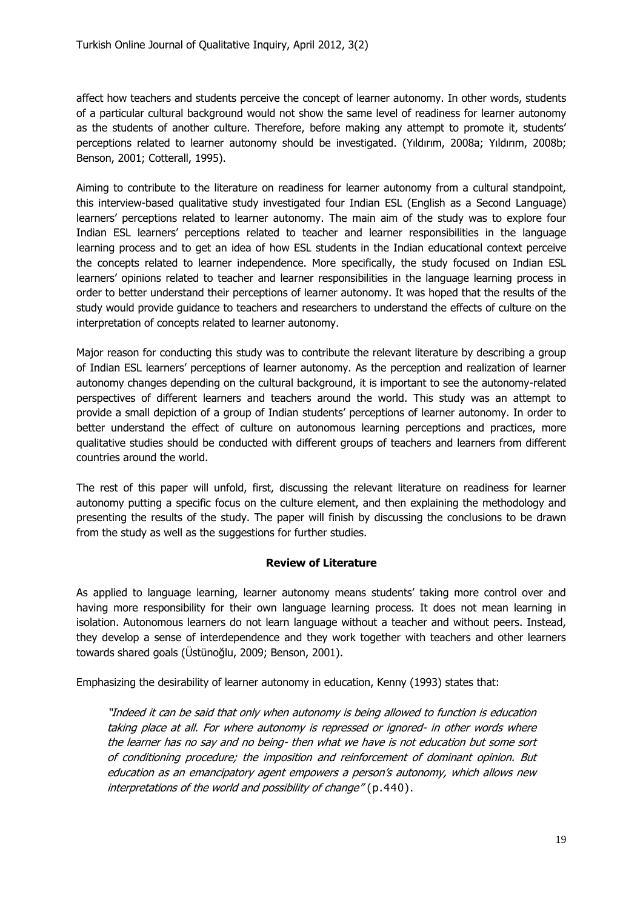affect how teachers and students perceive the concept of learner autonomy. In other words, students of a particular cultural background would not show the same level of readiness for learner autonomy as the students of another culture. Therefore, before making any attempt to promote it, students' perceptions related to learner autonomy should be investigated. (Yıldırım, 2008a; Yıldırım, 2008b; Benson, 2001; Cotterall, 1995).

Aiming to contribute to the literature on readiness for learner autonomy from a cultural standpoint, this interview-based qualitative study investigated four Indian ESL (English as a Second Language) learners' perceptions related to learner autonomy. The main aim of the study was to explore four Indian ESL learners' perceptions related to teacher and learner responsibilities in the language learning process and to get an idea of how ESL students in the Indian educational context perceive the concepts related to learner independence. More specifically, the study focused on Indian ESL learners' opinions related to teacher and learner responsibilities in the language learning process in order to better understand their perceptions of learner autonomy. It was hoped that the results of the study would provide guidance to teachers and researchers to understand the effects of culture on the interpretation of concepts related to learner autonomy.

Major reason for conducting this study was to contribute the relevant literature by describing a group of Indian ESL learners' perceptions of learner autonomy. As the perception and realization of learner autonomy changes depending on the cultural background, it is important to see the autonomy-related perspectives of different learners and teachers around the world. This study was an attempt to provide a small depiction of a group of Indian students' perceptions of learner autonomy. In order to better understand the effect of culture on autonomous learning perceptions and practices, more qualitative studies should be conducted with different groups of teachers and learners from different countries around the world.

The rest of this paper will unfold, first, discussing the relevant literature on readiness for learner autonomy putting a specific focus on the culture element, and then explaining the methodology and presenting the results of the study. The paper will finish by discussing the conclusions to be drawn from the study as well as the suggestions for further studies.

## Review of Literature

As applied to language learning, learner autonomy means students' taking more control over and having more responsibility for their own language learning process. It does not mean learning in isolation. Autonomous learners do not learn language without a teacher and without peers. Instead, they develop a sense of interdependence and they work together with teachers and other learners towards shared goals (Üstünoğlu, 2009; Benson, 2001).

Emphasizing the desirability of learner autonomy in education, Kenny (1993) states that:

> *"Indeed it can be said that only when autonomy is being allowed to function is education taking place at all. For where autonomy is repressed or ignored- in other words where the learner has no say and no being- then what we have is not education but some sort of conditioning procedure; the imposition and reinforcement of dominant opinion. But education as an emancipatory agent empowers a person's autonomy, which allows new interpretations of the world and possibility of change"* (p.440).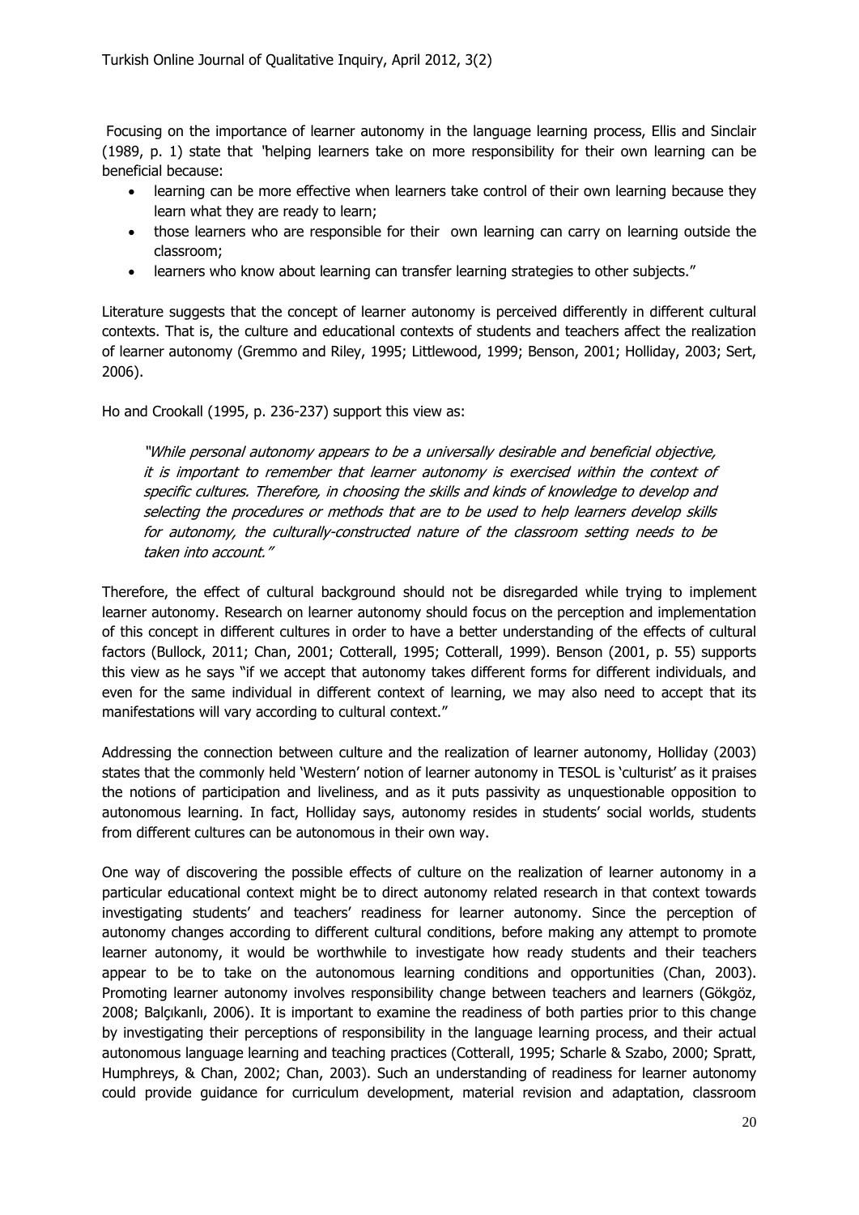Focusing on the importance of learner autonomy in the language learning process, Ellis and Sinclair (1989, p. 1) state that "helping learners take on more responsibility for their own learning can be beneficial because:

- learning can be more effective when learners take control of their own learning because they learn what they are ready to learn;
- those learners who are responsible for their own learning can carry on learning outside the classroom;
- learners who know about learning can transfer learning strategies to other subjects."

Literature suggests that the concept of learner autonomy is perceived differently in different cultural contexts. That is, the culture and educational contexts of students and teachers affect the realization of learner autonomy (Gremmo and Riley, 1995; Littlewood, 1999; Benson, 2001; Holliday, 2003; Sert, 2006).

Ho and Crookall (1995, p. 236-237) support this view as:

> *"While personal autonomy appears to be a universally desirable and beneficial objective, it is important to remember that learner autonomy is exercised within the context of specific cultures. Therefore, in choosing the skills and kinds of knowledge to develop and selecting the procedures or methods that are to be used to help learners develop skills for autonomy, the culturally-constructed nature of the classroom setting needs to be taken into account."*

Therefore, the effect of cultural background should not be disregarded while trying to implement learner autonomy. Research on learner autonomy should focus on the perception and implementation of this concept in different cultures in order to have a better understanding of the effects of cultural factors (Bullock, 2011; Chan, 2001; Cotterall, 1995; Cotterall, 1999). Benson (2001, p. 55) supports this view as he says "if we accept that autonomy takes different forms for different individuals, and even for the same individual in different context of learning, we may also need to accept that its manifestations will vary according to cultural context."

Addressing the connection between culture and the realization of learner autonomy, Holliday (2003) states that the commonly held 'Western' notion of learner autonomy in TESOL is 'culturist' as it praises the notions of participation and liveliness, and as it puts passivity as unquestionable opposition to autonomous learning. In fact, Holliday says, autonomy resides in students' social worlds, students from different cultures can be autonomous in their own way.

One way of discovering the possible effects of culture on the realization of learner autonomy in a particular educational context might be to direct autonomy related research in that context towards investigating students' and teachers' readiness for learner autonomy. Since the perception of autonomy changes according to different cultural conditions, before making any attempt to promote learner autonomy, it would be worthwhile to investigate how ready students and their teachers appear to be to take on the autonomous learning conditions and opportunities (Chan, 2003). Promoting learner autonomy involves responsibility change between teachers and learners (Gökgöz, 2008; Balçıkanlı, 2006). It is important to examine the readiness of both parties prior to this change by investigating their perceptions of responsibility in the language learning process, and their actual autonomous language learning and teaching practices (Cotterall, 1995; Scharle & Szabo, 2000; Spratt, Humphreys, & Chan, 2002; Chan, 2003). Such an understanding of readiness for learner autonomy could provide guidance for curriculum development, material revision and adaptation, classroom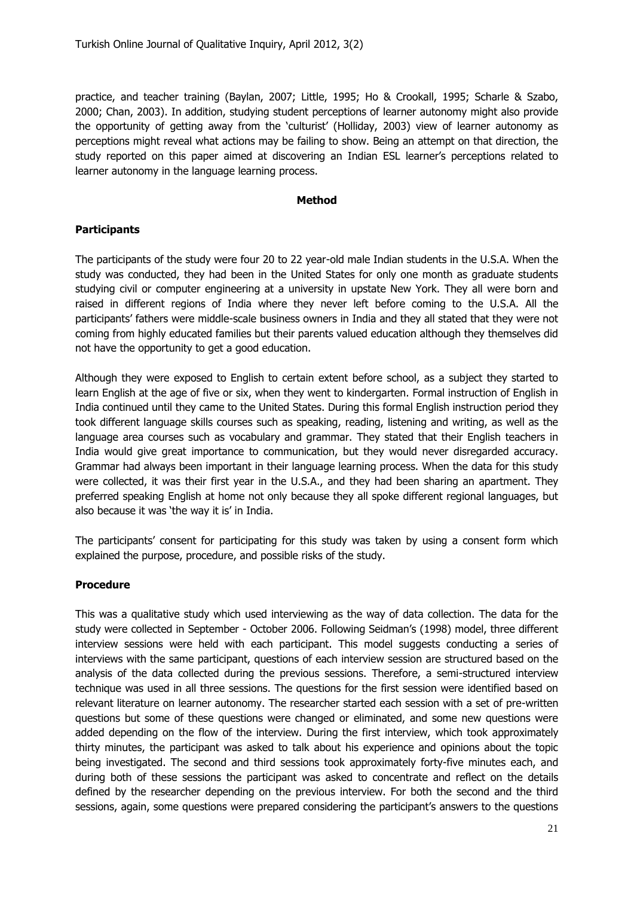practice, and teacher training (Baylan, 2007; Little, 1995; Ho & Crookall, 1995; Scharle & Szabo, 2000; Chan, 2003). In addition, studying student perceptions of learner autonomy might also provide the opportunity of getting away from the 'culturist' (Holliday, 2003) view of learner autonomy as perceptions might reveal what actions may be failing to show. Being an attempt on that direction, the study reported on this paper aimed at discovering an Indian ESL learner's perceptions related to learner autonomy in the language learning process.

## Method

### Participants

The participants of the study were four 20 to 22 year-old male Indian students in the U.S.A. When the study was conducted, they had been in the United States for only one month as graduate students studying civil or computer engineering at a university in upstate New York. They all were born and raised in different regions of India where they never left before coming to the U.S.A. All the participants' fathers were middle-scale business owners in India and they all stated that they were not coming from highly educated families but their parents valued education although they themselves did not have the opportunity to get a good education.

Although they were exposed to English to certain extent before school, as a subject they started to learn English at the age of five or six, when they went to kindergarten. Formal instruction of English in India continued until they came to the United States. During this formal English instruction period they took different language skills courses such as speaking, reading, listening and writing, as well as the language area courses such as vocabulary and grammar. They stated that their English teachers in India would give great importance to communication, but they would never disregarded accuracy. Grammar had always been important in their language learning process. When the data for this study were collected, it was their first year in the U.S.A., and they had been sharing an apartment. They preferred speaking English at home not only because they all spoke different regional languages, but also because it was 'the way it is' in India.

The participants' consent for participating for this study was taken by using a consent form which explained the purpose, procedure, and possible risks of the study.

### Procedure

This was a qualitative study which used interviewing as the way of data collection. The data for the study were collected in September - October 2006. Following Seidman's (1998) model, three different interview sessions were held with each participant. This model suggests conducting a series of interviews with the same participant, questions of each interview session are structured based on the analysis of the data collected during the previous sessions. Therefore, a semi-structured interview technique was used in all three sessions. The questions for the first session were identified based on relevant literature on learner autonomy. The researcher started each session with a set of pre-written questions but some of these questions were changed or eliminated, and some new questions were added depending on the flow of the interview. During the first interview, which took approximately thirty minutes, the participant was asked to talk about his experience and opinions about the topic being investigated. The second and third sessions took approximately forty-five minutes each, and during both of these sessions the participant was asked to concentrate and reflect on the details defined by the researcher depending on the previous interview. For both the second and the third sessions, again, some questions were prepared considering the participant's answers to the questions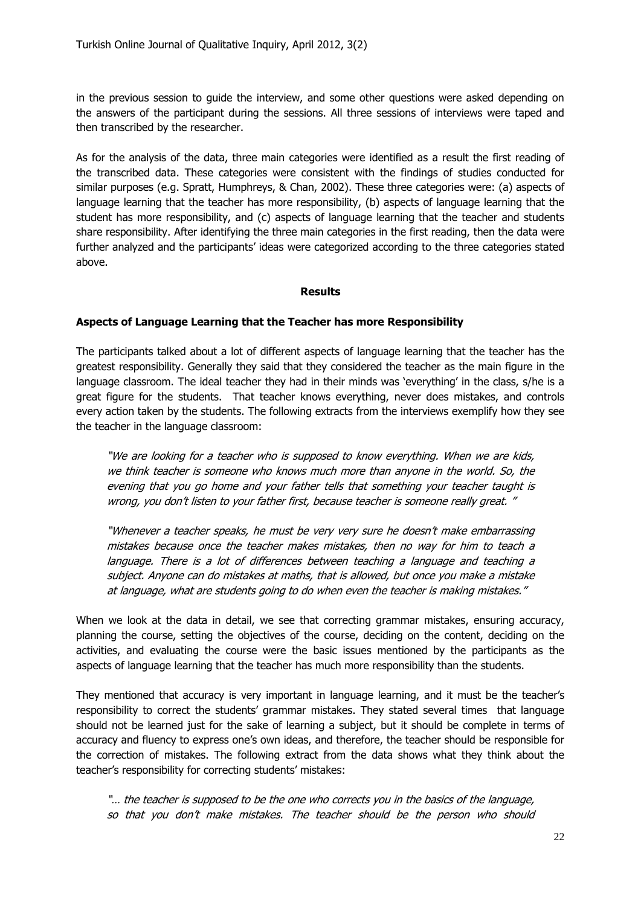in the previous session to guide the interview, and some other questions were asked depending on the answers of the participant during the sessions. All three sessions of interviews were taped and then transcribed by the researcher.

As for the analysis of the data, three main categories were identified as a result the first reading of the transcribed data. These categories were consistent with the findings of studies conducted for similar purposes (e.g. Spratt, Humphreys, & Chan, 2002). These three categories were: (a) aspects of language learning that the teacher has more responsibility, (b) aspects of language learning that the student has more responsibility, and (c) aspects of language learning that the teacher and students share responsibility. After identifying the three main categories in the first reading, then the data were further analyzed and the participants' ideas were categorized according to the three categories stated above.

## Results

### Aspects of Language Learning that the Teacher has more Responsibility

The participants talked about a lot of different aspects of language learning that the teacher has the greatest responsibility. Generally they said that they considered the teacher as the main figure in the language classroom. The ideal teacher they had in their minds was 'everything' in the class, s/he is a great figure for the students. That teacher knows everything, never does mistakes, and controls every action taken by the students. The following extracts from the interviews exemplify how they see the teacher in the language classroom:

> *"We are looking for a teacher who is supposed to know everything. When we are kids, we think teacher is someone who knows much more than anyone in the world. So, the evening that you go home and your father tells that something your teacher taught is wrong, you don't listen to your father first, because teacher is someone really great. "*

> *"Whenever a teacher speaks, he must be very very sure he doesn't make embarrassing mistakes because once the teacher makes mistakes, then no way for him to teach a language. There is a lot of differences between teaching a language and teaching a subject. Anyone can do mistakes at maths, that is allowed, but once you make a mistake at language, what are students going to do when even the teacher is making mistakes."*

When we look at the data in detail, we see that correcting grammar mistakes, ensuring accuracy, planning the course, setting the objectives of the course, deciding on the content, deciding on the activities, and evaluating the course were the basic issues mentioned by the participants as the aspects of language learning that the teacher has much more responsibility than the students.

They mentioned that accuracy is very important in language learning, and it must be the teacher's responsibility to correct the students' grammar mistakes. They stated several times that language should not be learned just for the sake of learning a subject, but it should be complete in terms of accuracy and fluency to express one's own ideas, and therefore, the teacher should be responsible for the correction of mistakes. The following extract from the data shows what they think about the teacher's responsibility for correcting students' mistakes:

> *"… the teacher is supposed to be the one who corrects you in the basics of the language, so that you don't make mistakes. The teacher should be the person who should*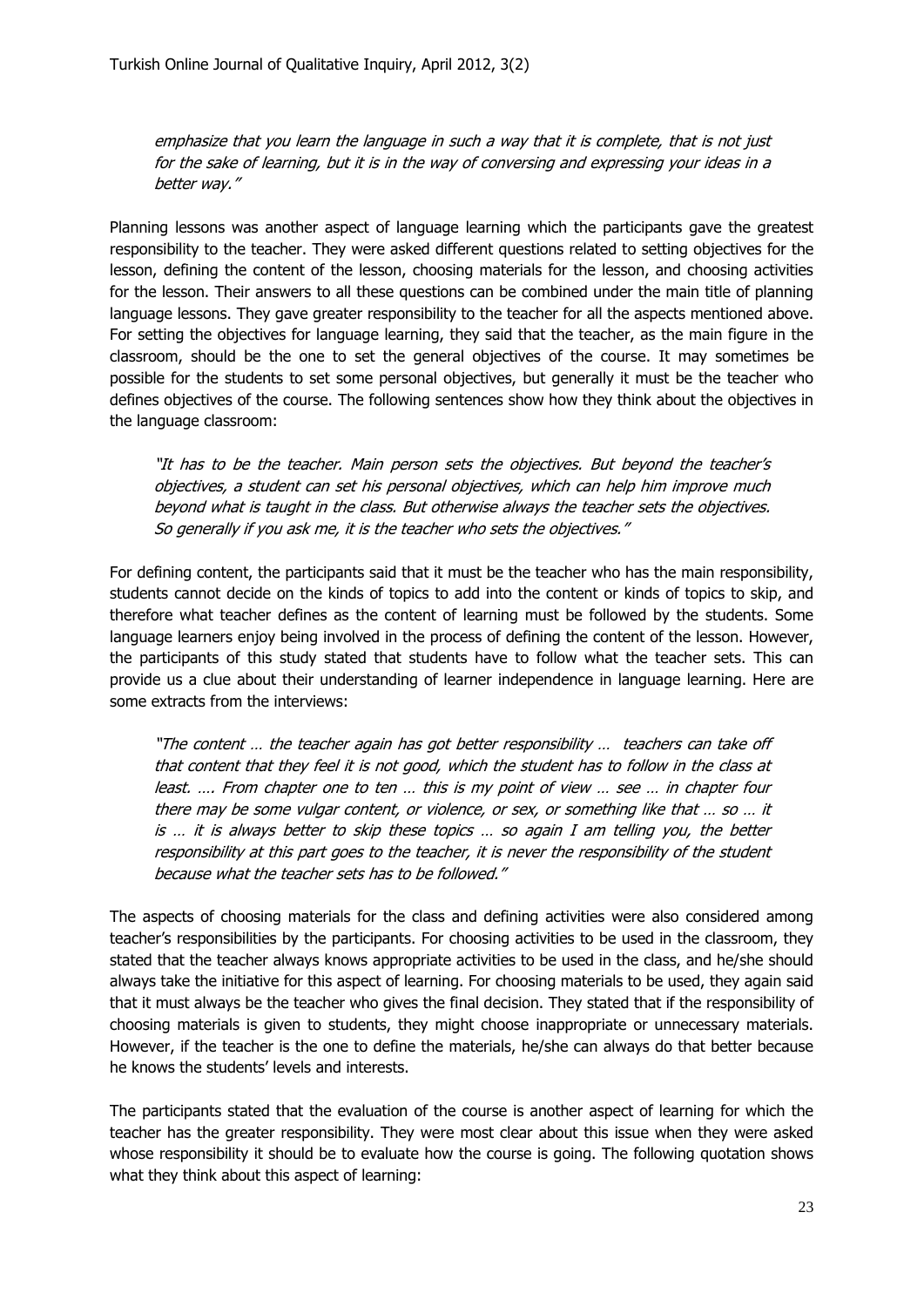*emphasize that you learn the language in such a way that it is complete, that is not just for the sake of learning, but it is in the way of conversing and expressing your ideas in a better way."*

Planning lessons was another aspect of language learning which the participants gave the greatest responsibility to the teacher. They were asked different questions related to setting objectives for the lesson, defining the content of the lesson, choosing materials for the lesson, and choosing activities for the lesson. Their answers to all these questions can be combined under the main title of planning language lessons. They gave greater responsibility to the teacher for all the aspects mentioned above. For setting the objectives for language learning, they said that the teacher, as the main figure in the classroom, should be the one to set the general objectives of the course. It may sometimes be possible for the students to set some personal objectives, but generally it must be the teacher who defines objectives of the course. The following sentences show how they think about the objectives in the language classroom:

> *"It has to be the teacher. Main person sets the objectives. But beyond the teacher's objectives, a student can set his personal objectives, which can help him improve much beyond what is taught in the class. But otherwise always the teacher sets the objectives. So generally if you ask me, it is the teacher who sets the objectives."*

For defining content, the participants said that it must be the teacher who has the main responsibility, students cannot decide on the kinds of topics to add into the content or kinds of topics to skip, and therefore what teacher defines as the content of learning must be followed by the students. Some language learners enjoy being involved in the process of defining the content of the lesson. However, the participants of this study stated that students have to follow what the teacher sets. This can provide us a clue about their understanding of learner independence in language learning. Here are some extracts from the interviews:

> *"The content … the teacher again has got better responsibility … teachers can take off that content that they feel it is not good, which the student has to follow in the class at least. …. From chapter one to ten … this is my point of view … see … in chapter four there may be some vulgar content, or violence, or sex, or something like that … so … it is … it is always better to skip these topics … so again I am telling you, the better responsibility at this part goes to the teacher, it is never the responsibility of the student because what the teacher sets has to be followed."*

The aspects of choosing materials for the class and defining activities were also considered among teacher's responsibilities by the participants. For choosing activities to be used in the classroom, they stated that the teacher always knows appropriate activities to be used in the class, and he/she should always take the initiative for this aspect of learning. For choosing materials to be used, they again said that it must always be the teacher who gives the final decision. They stated that if the responsibility of choosing materials is given to students, they might choose inappropriate or unnecessary materials. However, if the teacher is the one to define the materials, he/she can always do that better because he knows the students' levels and interests.

The participants stated that the evaluation of the course is another aspect of learning for which the teacher has the greater responsibility. They were most clear about this issue when they were asked whose responsibility it should be to evaluate how the course is going. The following quotation shows what they think about this aspect of learning: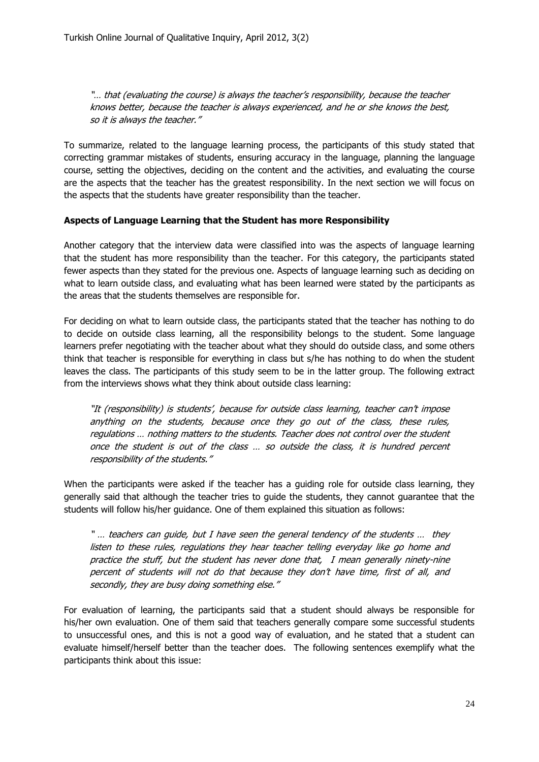*"… that (evaluating the course) is always the teacher's responsibility, because the teacher knows better, because the teacher is always experienced, and he or she knows the best, so it is always the teacher."*

To summarize, related to the language learning process, the participants of this study stated that correcting grammar mistakes of students, ensuring accuracy in the language, planning the language course, setting the objectives, deciding on the content and the activities, and evaluating the course are the aspects that the teacher has the greatest responsibility. In the next section we will focus on the aspects that the students have greater responsibility than the teacher.

**Aspects of Language Learning that the Student has more Responsibility**

Another category that the interview data were classified into was the aspects of language learning that the student has more responsibility than the teacher. For this category, the participants stated fewer aspects than they stated for the previous one. Aspects of language learning such as deciding on what to learn outside class, and evaluating what has been learned were stated by the participants as the areas that the students themselves are responsible for.

For deciding on what to learn outside class, the participants stated that the teacher has nothing to do to decide on outside class learning, all the responsibility belongs to the student. Some language learners prefer negotiating with the teacher about what they should do outside class, and some others think that teacher is responsible for everything in class but s/he has nothing to do when the student leaves the class. The participants of this study seem to be in the latter group. The following extract from the interviews shows what they think about outside class learning:

*"It (responsibility) is students', because for outside class learning, teacher can't impose anything on the students, because once they go out of the class, these rules, regulations … nothing matters to the students. Teacher does not control over the student once the student is out of the class … so outside the class, it is hundred percent responsibility of the students."*

When the participants were asked if the teacher has a guiding role for outside class learning, they generally said that although the teacher tries to guide the students, they cannot guarantee that the students will follow his/her guidance. One of them explained this situation as follows:

*" … teachers can guide, but I have seen the general tendency of the students … they listen to these rules, regulations they hear teacher telling everyday like go home and practice the stuff, but the student has never done that, I mean generally ninety-nine percent of students will not do that because they don't have time, first of all, and secondly, they are busy doing something else."*

For evaluation of learning, the participants said that a student should always be responsible for his/her own evaluation. One of them said that teachers generally compare some successful students to unsuccessful ones, and this is not a good way of evaluation, and he stated that a student can evaluate himself/herself better than the teacher does. The following sentences exemplify what the participants think about this issue: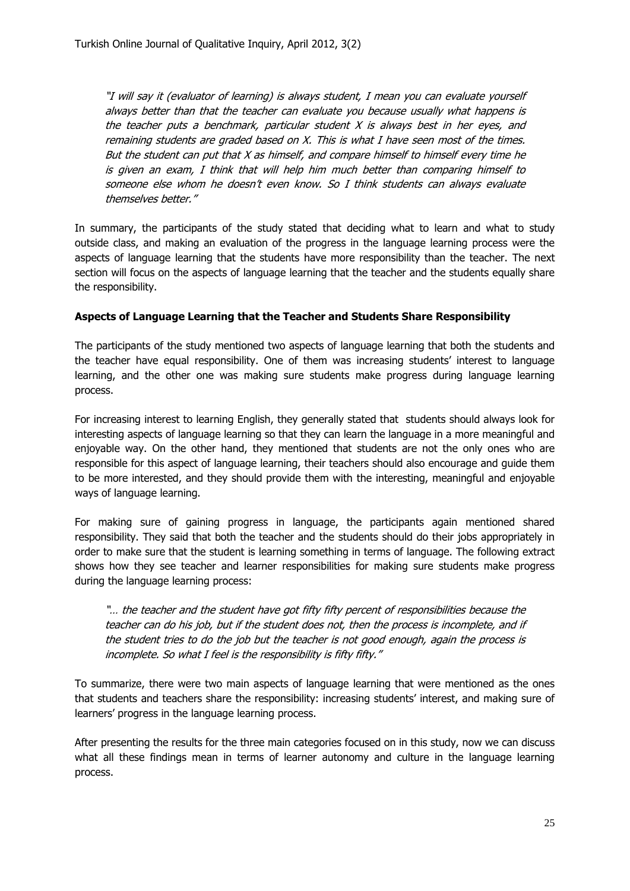*"I will say it (evaluator of learning) is always student, I mean you can evaluate yourself always better than that the teacher can evaluate you because usually what happens is the teacher puts a benchmark, particular student X is always best in her eyes, and remaining students are graded based on X. This is what I have seen most of the times. But the student can put that X as himself, and compare himself to himself every time he is given an exam, I think that will help him much better than comparing himself to someone else whom he doesn't even know. So I think students can always evaluate themselves better."*

In summary, the participants of the study stated that deciding what to learn and what to study outside class, and making an evaluation of the progress in the language learning process were the aspects of language learning that the students have more responsibility than the teacher. The next section will focus on the aspects of language learning that the teacher and the students equally share the responsibility.

**Aspects of Language Learning that the Teacher and Students Share Responsibility**

The participants of the study mentioned two aspects of language learning that both the students and the teacher have equal responsibility. One of them was increasing students' interest to language learning, and the other one was making sure students make progress during language learning process.

For increasing interest to learning English, they generally stated that students should always look for interesting aspects of language learning so that they can learn the language in a more meaningful and enjoyable way. On the other hand, they mentioned that students are not the only ones who are responsible for this aspect of language learning, their teachers should also encourage and guide them to be more interested, and they should provide them with the interesting, meaningful and enjoyable ways of language learning.

For making sure of gaining progress in language, the participants again mentioned shared responsibility. They said that both the teacher and the students should do their jobs appropriately in order to make sure that the student is learning something in terms of language. The following extract shows how they see teacher and learner responsibilities for making sure students make progress during the language learning process:

*"… the teacher and the student have got fifty fifty percent of responsibilities because the teacher can do his job, but if the student does not, then the process is incomplete, and if the student tries to do the job but the teacher is not good enough, again the process is incomplete. So what I feel is the responsibility is fifty fifty."*

To summarize, there were two main aspects of language learning that were mentioned as the ones that students and teachers share the responsibility: increasing students' interest, and making sure of learners' progress in the language learning process.

After presenting the results for the three main categories focused on in this study, now we can discuss what all these findings mean in terms of learner autonomy and culture in the language learning process.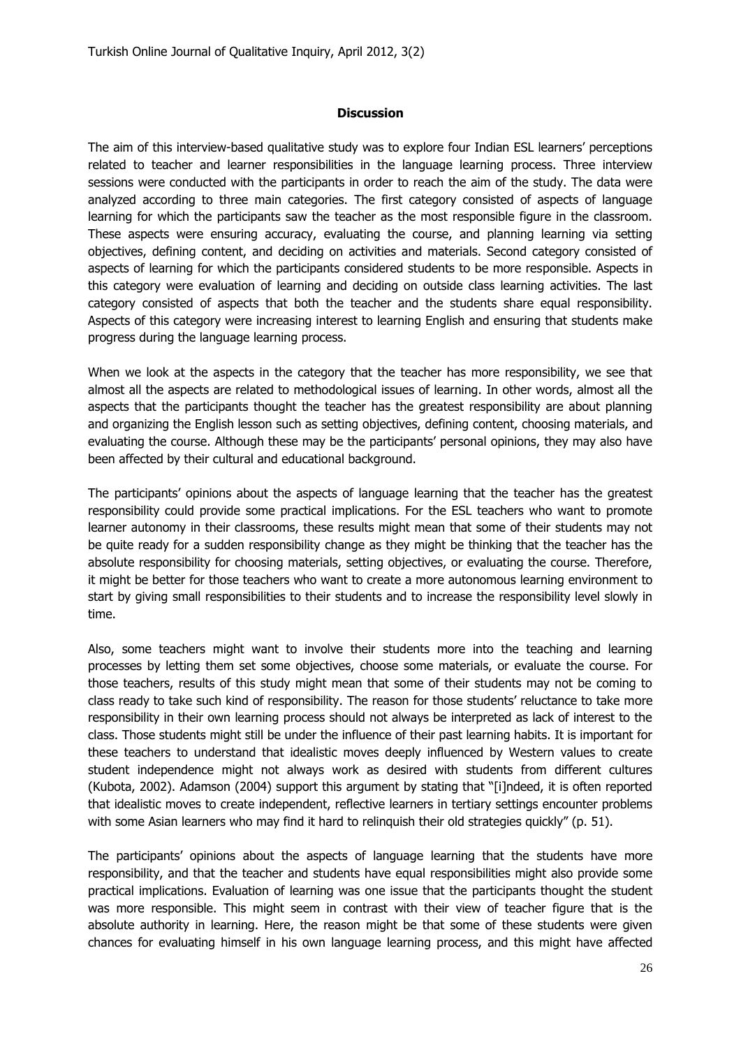## Discussion

The aim of this interview-based qualitative study was to explore four Indian ESL learners' perceptions related to teacher and learner responsibilities in the language learning process. Three interview sessions were conducted with the participants in order to reach the aim of the study. The data were analyzed according to three main categories. The first category consisted of aspects of language learning for which the participants saw the teacher as the most responsible figure in the classroom. These aspects were ensuring accuracy, evaluating the course, and planning learning via setting objectives, defining content, and deciding on activities and materials. Second category consisted of aspects of learning for which the participants considered students to be more responsible. Aspects in this category were evaluation of learning and deciding on outside class learning activities. The last category consisted of aspects that both the teacher and the students share equal responsibility. Aspects of this category were increasing interest to learning English and ensuring that students make progress during the language learning process.

When we look at the aspects in the category that the teacher has more responsibility, we see that almost all the aspects are related to methodological issues of learning. In other words, almost all the aspects that the participants thought the teacher has the greatest responsibility are about planning and organizing the English lesson such as setting objectives, defining content, choosing materials, and evaluating the course. Although these may be the participants' personal opinions, they may also have been affected by their cultural and educational background.

The participants' opinions about the aspects of language learning that the teacher has the greatest responsibility could provide some practical implications. For the ESL teachers who want to promote learner autonomy in their classrooms, these results might mean that some of their students may not be quite ready for a sudden responsibility change as they might be thinking that the teacher has the absolute responsibility for choosing materials, setting objectives, or evaluating the course. Therefore, it might be better for those teachers who want to create a more autonomous learning environment to start by giving small responsibilities to their students and to increase the responsibility level slowly in time.

Also, some teachers might want to involve their students more into the teaching and learning processes by letting them set some objectives, choose some materials, or evaluate the course. For those teachers, results of this study might mean that some of their students may not be coming to class ready to take such kind of responsibility. The reason for those students' reluctance to take more responsibility in their own learning process should not always be interpreted as lack of interest to the class. Those students might still be under the influence of their past learning habits. It is important for these teachers to understand that idealistic moves deeply influenced by Western values to create student independence might not always work as desired with students from different cultures (Kubota, 2002). Adamson (2004) support this argument by stating that "[i]ndeed, it is often reported that idealistic moves to create independent, reflective learners in tertiary settings encounter problems with some Asian learners who may find it hard to relinquish their old strategies quickly" (p. 51).

The participants' opinions about the aspects of language learning that the students have more responsibility, and that the teacher and students have equal responsibilities might also provide some practical implications. Evaluation of learning was one issue that the participants thought the student was more responsible. This might seem in contrast with their view of teacher figure that is the absolute authority in learning. Here, the reason might be that some of these students were given chances for evaluating himself in his own language learning process, and this might have affected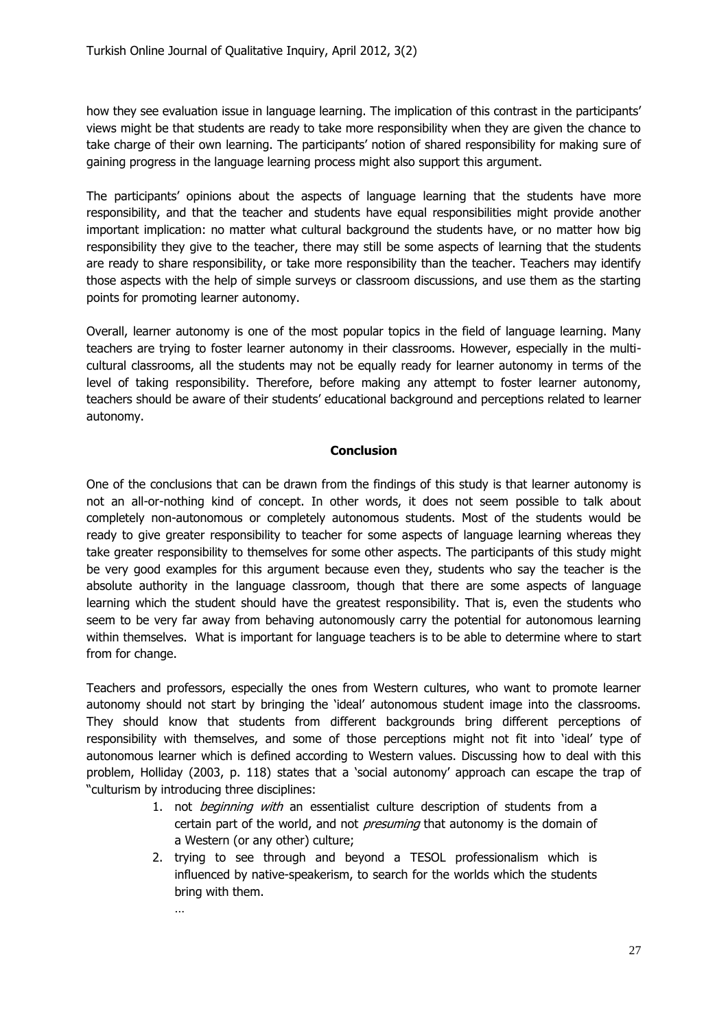how they see evaluation issue in language learning. The implication of this contrast in the participants' views might be that students are ready to take more responsibility when they are given the chance to take charge of their own learning. The participants' notion of shared responsibility for making sure of gaining progress in the language learning process might also support this argument.

The participants' opinions about the aspects of language learning that the students have more responsibility, and that the teacher and students have equal responsibilities might provide another important implication: no matter what cultural background the students have, or no matter how big responsibility they give to the teacher, there may still be some aspects of learning that the students are ready to share responsibility, or take more responsibility than the teacher. Teachers may identify those aspects with the help of simple surveys or classroom discussions, and use them as the starting points for promoting learner autonomy.

Overall, learner autonomy is one of the most popular topics in the field of language learning. Many teachers are trying to foster learner autonomy in their classrooms. However, especially in the multi-cultural classrooms, all the students may not be equally ready for learner autonomy in terms of the level of taking responsibility. Therefore, before making any attempt to foster learner autonomy, teachers should be aware of their students' educational background and perceptions related to learner autonomy.

## Conclusion

One of the conclusions that can be drawn from the findings of this study is that learner autonomy is not an all-or-nothing kind of concept. In other words, it does not seem possible to talk about completely non-autonomous or completely autonomous students. Most of the students would be ready to give greater responsibility to teacher for some aspects of language learning whereas they take greater responsibility to themselves for some other aspects. The participants of this study might be very good examples for this argument because even they, students who say the teacher is the absolute authority in the language classroom, though that there are some aspects of language learning which the student should have the greatest responsibility. That is, even the students who seem to be very far away from behaving autonomously carry the potential for autonomous learning within themselves. What is important for language teachers is to be able to determine where to start from for change.

Teachers and professors, especially the ones from Western cultures, who want to promote learner autonomy should not start by bringing the 'ideal' autonomous student image into the classrooms. They should know that students from different backgrounds bring different perceptions of responsibility with themselves, and some of those perceptions might not fit into 'ideal' type of autonomous learner which is defined according to Western values. Discussing how to deal with this problem, Holliday (2003, p. 118) states that a 'social autonomy' approach can escape the trap of "culturism by introducing three disciplines:

1. not *beginning with* an essentialist culture description of students from a certain part of the world, and not *presuming* that autonomy is the domain of a Western (or any other) culture;
2. trying to see through and beyond a TESOL professionalism which is influenced by native-speakerism, to search for the worlds which the students bring with them.

…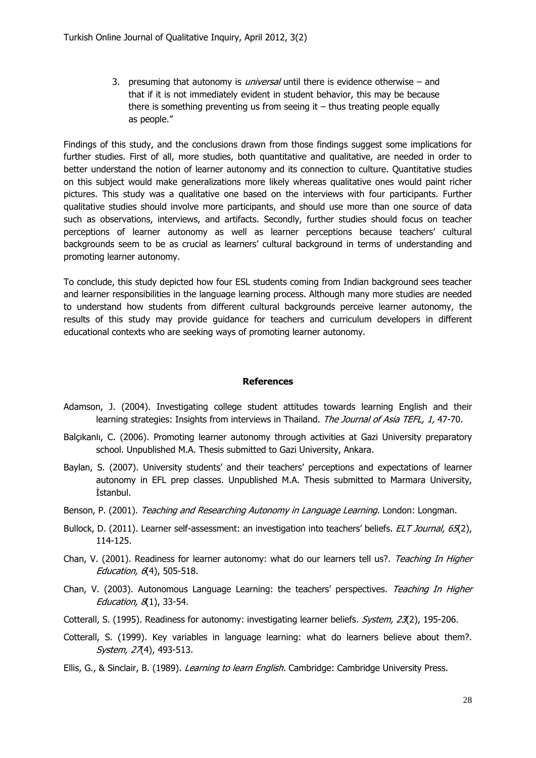3. presuming that autonomy is *universal* until there is evidence otherwise – and that if it is not immediately evident in student behavior, this may be because there is something preventing us from seeing it – thus treating people equally as people."

Findings of this study, and the conclusions drawn from those findings suggest some implications for further studies. First of all, more studies, both quantitative and qualitative, are needed in order to better understand the notion of learner autonomy and its connection to culture. Quantitative studies on this subject would make generalizations more likely whereas qualitative ones would paint richer pictures. This study was a qualitative one based on the interviews with four participants. Further qualitative studies should involve more participants, and should use more than one source of data such as observations, interviews, and artifacts. Secondly, further studies should focus on teacher perceptions of learner autonomy as well as learner perceptions because teachers' cultural backgrounds seem to be as crucial as learners' cultural background in terms of understanding and promoting learner autonomy.

To conclude, this study depicted how four ESL students coming from Indian background sees teacher and learner responsibilities in the language learning process. Although many more studies are needed to understand how students from different cultural backgrounds perceive learner autonomy, the results of this study may provide guidance for teachers and curriculum developers in different educational contexts who are seeking ways of promoting learner autonomy.

## References

Adamson, J. (2004). Investigating college student attitudes towards learning English and their learning strategies: Insights from interviews in Thailand. *The Journal of Asia TEFL, 1,* 47-70.

Balçıkanlı, C. (2006). Promoting learner autonomy through activities at Gazi University preparatory school. Unpublished M.A. Thesis submitted to Gazi University, Ankara.

Baylan, S. (2007). University students' and their teachers' perceptions and expectations of learner autonomy in EFL prep classes. Unpublished M.A. Thesis submitted to Marmara University, İstanbul.

Benson, P. (2001). *Teaching and Researching Autonomy in Language Learning.* London: Longman.

Bullock, D. (2011). Learner self-assessment: an investigation into teachers' beliefs. *ELT Journal, 65*(2), 114-125.

Chan, V. (2001). Readiness for learner autonomy: what do our learners tell us?. *Teaching In Higher Education, 6*(4), 505-518.

Chan, V. (2003). Autonomous Language Learning: the teachers' perspectives. *Teaching In Higher Education, 8*(1), 33-54.

Cotterall, S. (1995). Readiness for autonomy: investigating learner beliefs. *System, 23*(2), 195-206.

Cotterall, S. (1999). Key variables in language learning: what do learners believe about them?. *System, 27*(4), 493-513.

Ellis, G., & Sinclair, B. (1989). *Learning to learn English.* Cambridge: Cambridge University Press.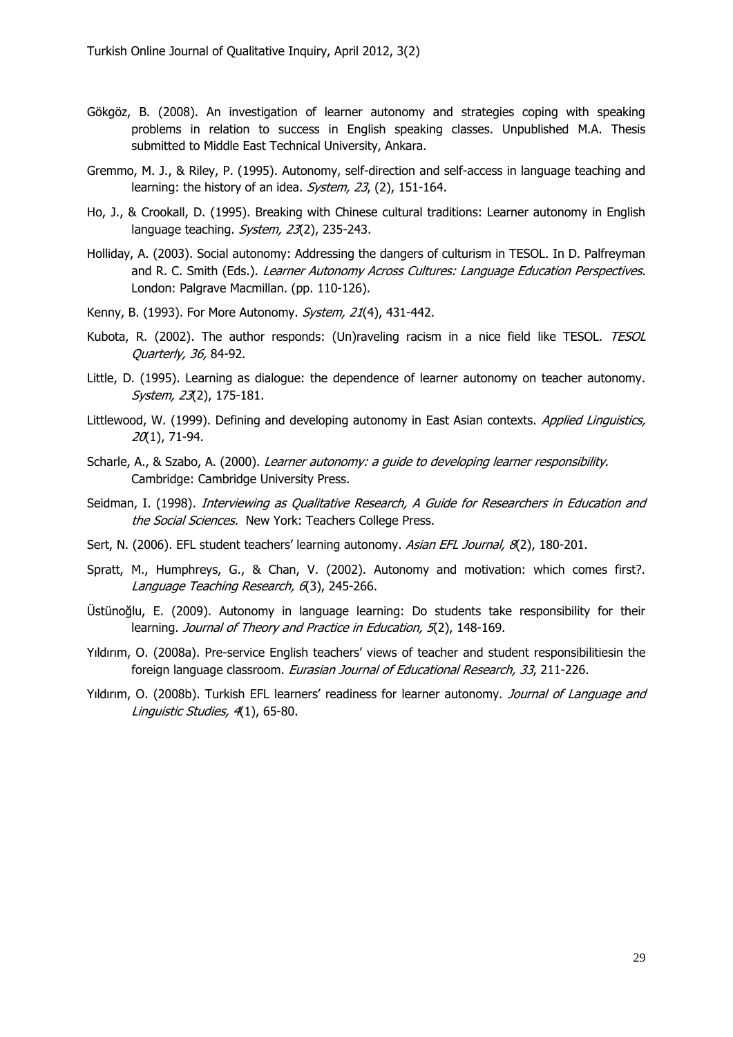Gökgöz, B. (2008). An investigation of learner autonomy and strategies coping with speaking problems in relation to success in English speaking classes. Unpublished M.A. Thesis submitted to Middle East Technical University, Ankara.

Gremmo, M. J., & Riley, P. (1995). Autonomy, self-direction and self-access in language teaching and learning: the history of an idea. *System, 23*, (2), 151-164.

Ho, J., & Crookall, D. (1995). Breaking with Chinese cultural traditions: Learner autonomy in English language teaching. *System, 23*(2), 235-243.

Holliday, A. (2003). Social autonomy: Addressing the dangers of culturism in TESOL. In D. Palfreyman and R. C. Smith (Eds.). *Learner Autonomy Across Cultures: Language Education Perspectives.* London: Palgrave Macmillan. (pp. 110-126).

Kenny, B. (1993). For More Autonomy. *System, 21*(4), 431-442.

Kubota, R. (2002). The author responds: (Un)raveling racism in a nice field like TESOL. *TESOL Quarterly, 36,* 84-92.

Little, D. (1995). Learning as dialogue: the dependence of learner autonomy on teacher autonomy. *System, 23*(2), 175-181.

Littlewood, W. (1999). Defining and developing autonomy in East Asian contexts. *Applied Linguistics, 20*(1), 71-94.

Scharle, A., & Szabo, A. (2000). *Learner autonomy: a guide to developing learner responsibility.* Cambridge: Cambridge University Press.

Seidman, I. (1998). *Interviewing as Qualitative Research, A Guide for Researchers in Education and the Social Sciences.* New York: Teachers College Press.

Sert, N. (2006). EFL student teachers' learning autonomy. *Asian EFL Journal, 8*(2), 180-201.

Spratt, M., Humphreys, G., & Chan, V. (2002). Autonomy and motivation: which comes first?. *Language Teaching Research, 6*(3), 245-266.

Üstünoğlu, E. (2009). Autonomy in language learning: Do students take responsibility for their learning. *Journal of Theory and Practice in Education, 5*(2), 148-169.

Yıldırım, O. (2008a). Pre-service English teachers' views of teacher and student responsibilitiesin the foreign language classroom. *Eurasian Journal of Educational Research, 33*, 211-226.

Yıldırım, O. (2008b). Turkish EFL learners' readiness for learner autonomy. *Journal of Language and Linguistic Studies, 4*(1), 65-80.